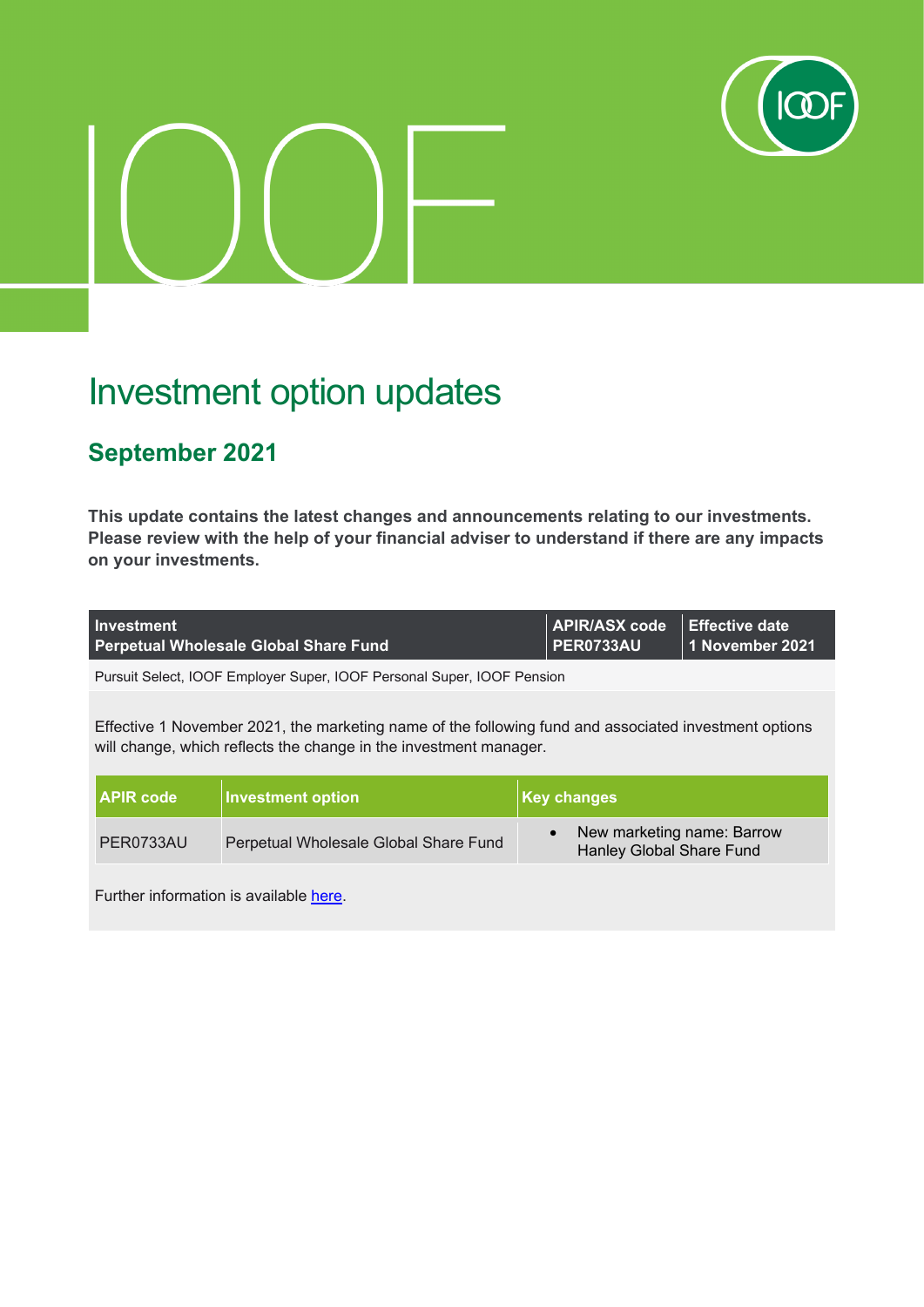# Investment option updates

## September 2021

**This update contains the latest changes and announcements relating to our investments. Please review with the help of your financial adviser to understand if there are any impacts on your investments.**

| Investment<br>Perpetual Wholesale Global Share Fund | APIR/ASX code<br>PER0733AU | Effective date<br>1 November 2021 |
|---|---|---|

Pursuit Select, IOOF Employer Super, IOOF Personal Super, IOOF Pension

Effective 1 November 2021, the marketing name of the following fund and associated investment options will change, which reflects the change in the investment manager.

| APIR code | Investment option | Key changes |
|---|---|---|
| PER0733AU | Perpetual Wholesale Global Share Fund | • New marketing name: Barrow Hanley Global Share Fund |

Further information is available here.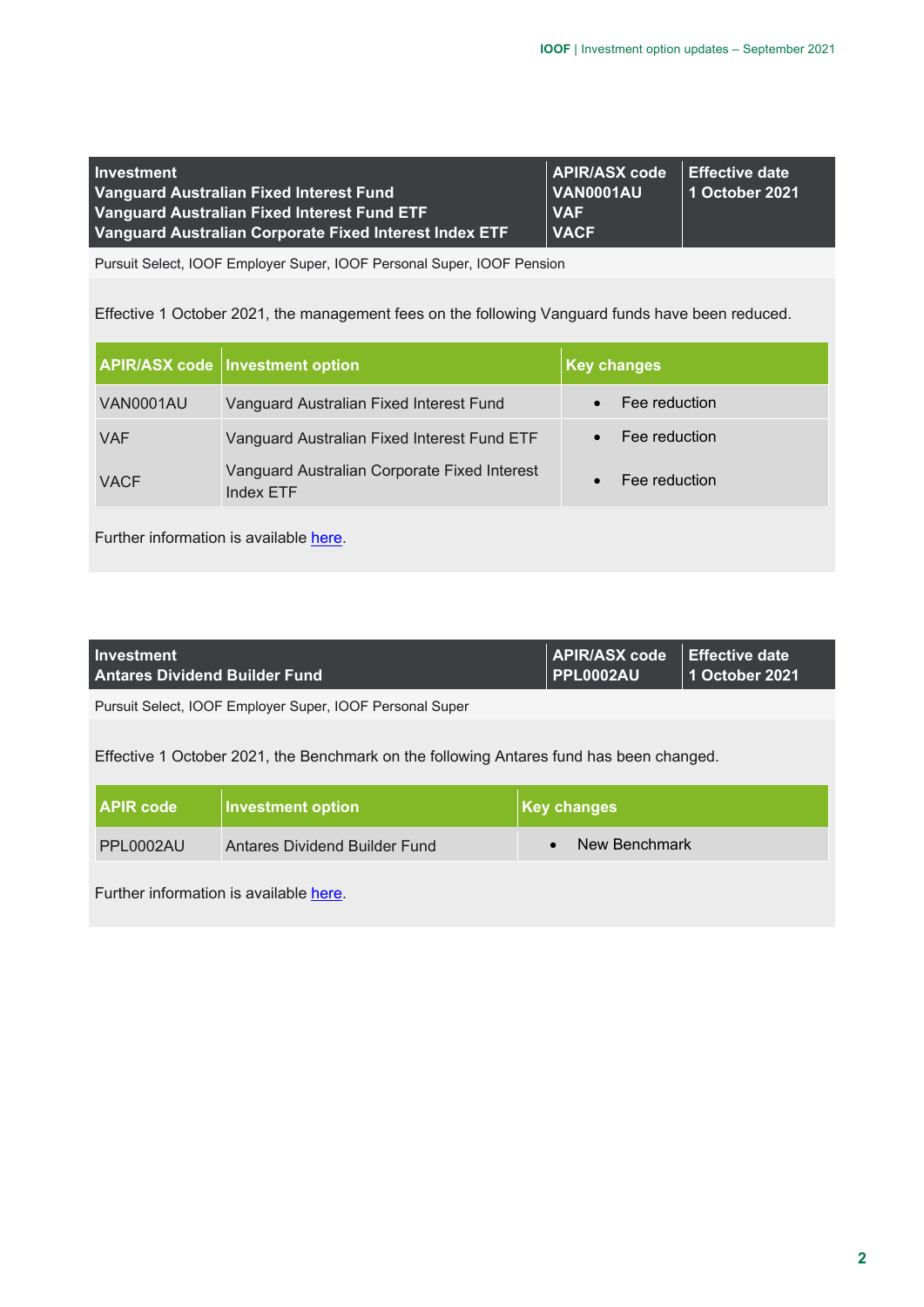| Investment | APIR/ASX code | Effective date |
|---|---|---|
| Vanguard Australian Fixed Interest Fund | VAN0001AU | 1 October 2021 |
| Vanguard Australian Fixed Interest Fund ETF | VAF | |
| Vanguard Australian Corporate Fixed Interest Index ETF | VACF | |

Pursuit Select, IOOF Employer Super, IOOF Personal Super, IOOF Pension

Effective 1 October 2021, the management fees on the following Vanguard funds have been reduced.

| APIR/ASX code | Investment option | Key changes |
|---|---|---|
| VAN0001AU | Vanguard Australian Fixed Interest Fund | • Fee reduction |
| VAF | Vanguard Australian Fixed Interest Fund ETF | • Fee reduction |
| VACF | Vanguard Australian Corporate Fixed Interest Index ETF | • Fee reduction |

Further information is available here.

| Investment | APIR/ASX code | Effective date |
|---|---|---|
| Antares Dividend Builder Fund | PPL0002AU | 1 October 2021 |

Pursuit Select, IOOF Employer Super, IOOF Personal Super

Effective 1 October 2021, the Benchmark on the following Antares fund has been changed.

| APIR code | Investment option | Key changes |
|---|---|---|
| PPL0002AU | Antares Dividend Builder Fund | • New Benchmark |

Further information is available here.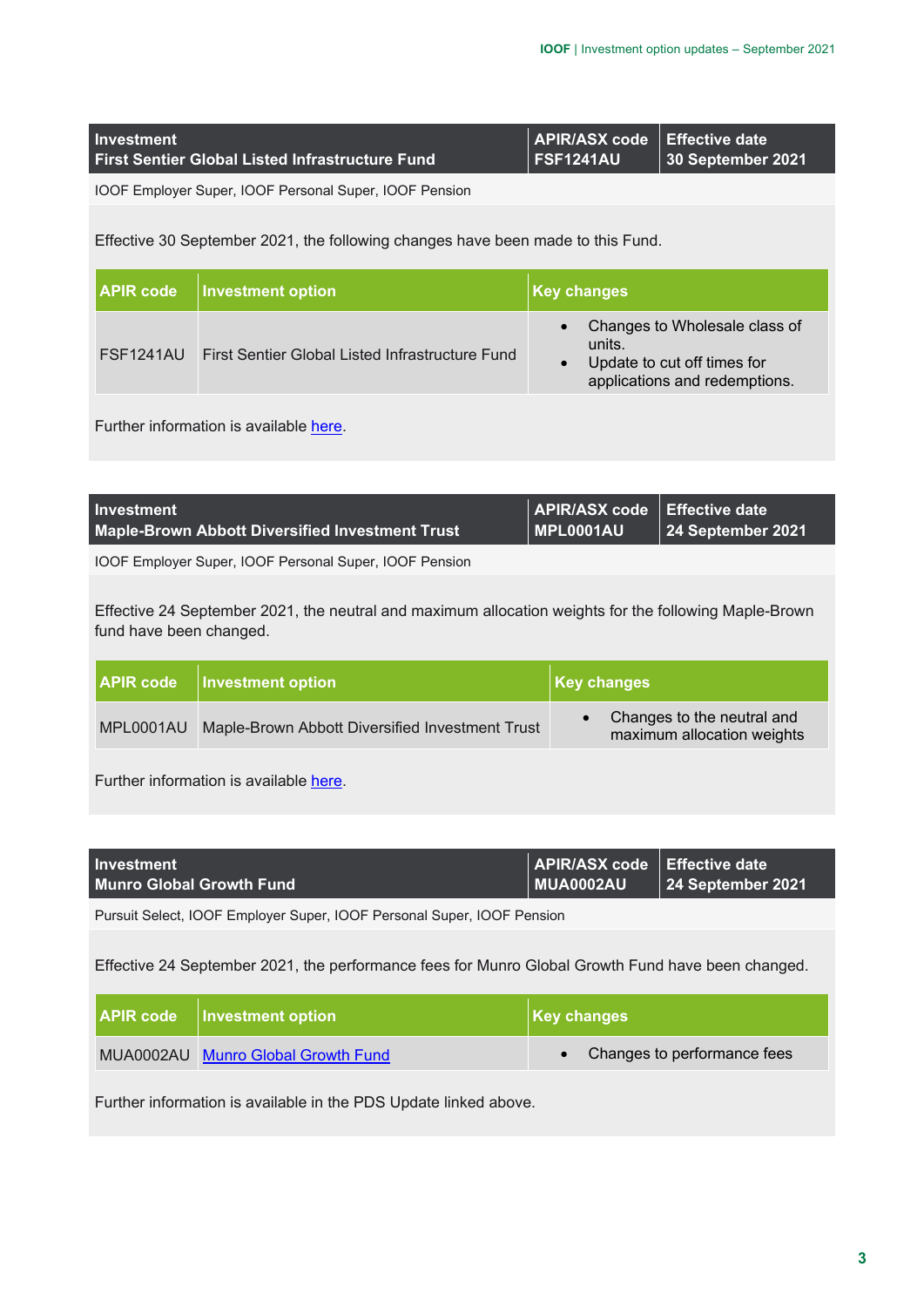| Investment<br>First Sentier Global Listed Infrastructure Fund | APIR/ASX code<br>FSF1241AU | Effective date<br>30 September 2021 |
|---|---|---|

IOOF Employer Super, IOOF Personal Super, IOOF Pension

Effective 30 September 2021, the following changes have been made to this Fund.

| APIR code | Investment option | Key changes |
|---|---|---|
| FSF1241AU | First Sentier Global Listed Infrastructure Fund | • Changes to Wholesale class of units.<br>• Update to cut off times for applications and redemptions. |

Further information is available here.

| Investment<br>Maple-Brown Abbott Diversified Investment Trust | APIR/ASX code<br>MPL0001AU | Effective date<br>24 September 2021 |
|---|---|---|

IOOF Employer Super, IOOF Personal Super, IOOF Pension

Effective 24 September 2021, the neutral and maximum allocation weights for the following Maple-Brown fund have been changed.

| APIR code | Investment option | Key changes |
|---|---|---|
| MPL0001AU | Maple-Brown Abbott Diversified Investment Trust | • Changes to the neutral and maximum allocation weights |

Further information is available here.

| Investment<br>Munro Global Growth Fund | APIR/ASX code<br>MUA0002AU | Effective date<br>24 September 2021 |
|---|---|---|

Pursuit Select, IOOF Employer Super, IOOF Personal Super, IOOF Pension

Effective 24 September 2021, the performance fees for Munro Global Growth Fund have been changed.

| APIR code | Investment option | Key changes |
|---|---|---|
| MUA0002AU | Munro Global Growth Fund | • Changes to performance fees |

Further information is available in the PDS Update linked above.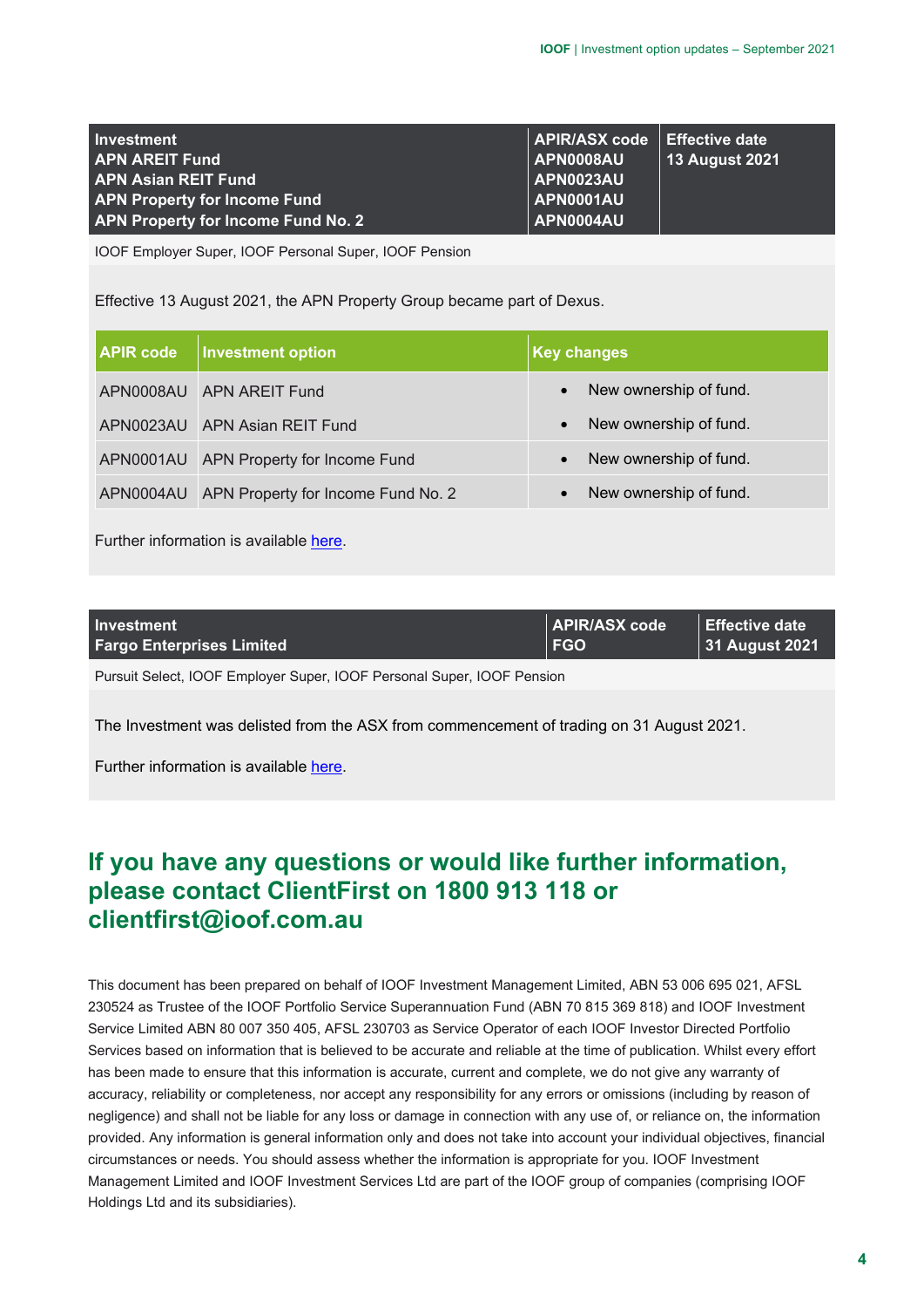| Investment | APIR/ASX code | Effective date |
|---|---|---|
| APN AREIT Fund | APN0008AU | 13 August 2021 |
| APN Asian REIT Fund | APN0023AU | |
| APN Property for Income Fund | APN0001AU | |
| APN Property for Income Fund No. 2 | APN0004AU | |

IOOF Employer Super, IOOF Personal Super, IOOF Pension

Effective 13 August 2021, the APN Property Group became part of Dexus.

| APIR code | Investment option | Key changes |
|---|---|---|
| APN0008AU | APN AREIT Fund | • New ownership of fund. |
| APN0023AU | APN Asian REIT Fund | • New ownership of fund. |
| APN0001AU | APN Property for Income Fund | • New ownership of fund. |
| APN0004AU | APN Property for Income Fund No. 2 | • New ownership of fund. |

Further information is available here.

| Investment | APIR/ASX code | Effective date |
|---|---|---|
| Fargo Enterprises Limited | FGO | 31 August 2021 |

Pursuit Select, IOOF Employer Super, IOOF Personal Super, IOOF Pension

The Investment was delisted from the ASX from commencement of trading on 31 August 2021.

Further information is available here.

## If you have any questions or would like further information, please contact ClientFirst on 1800 913 118 or clientfirst@ioof.com.au

This document has been prepared on behalf of IOOF Investment Management Limited, ABN 53 006 695 021, AFSL 230524 as Trustee of the IOOF Portfolio Service Superannuation Fund (ABN 70 815 369 818) and IOOF Investment Service Limited ABN 80 007 350 405, AFSL 230703 as Service Operator of each IOOF Investor Directed Portfolio Services based on information that is believed to be accurate and reliable at the time of publication. Whilst every effort has been made to ensure that this information is accurate, current and complete, we do not give any warranty of accuracy, reliability or completeness, nor accept any responsibility for any errors or omissions (including by reason of negligence) and shall not be liable for any loss or damage in connection with any use of, or reliance on, the information provided. Any information is general information only and does not take into account your individual objectives, financial circumstances or needs. You should assess whether the information is appropriate for you. IOOF Investment Management Limited and IOOF Investment Services Ltd are part of the IOOF group of companies (comprising IOOF Holdings Ltd and its subsidiaries).